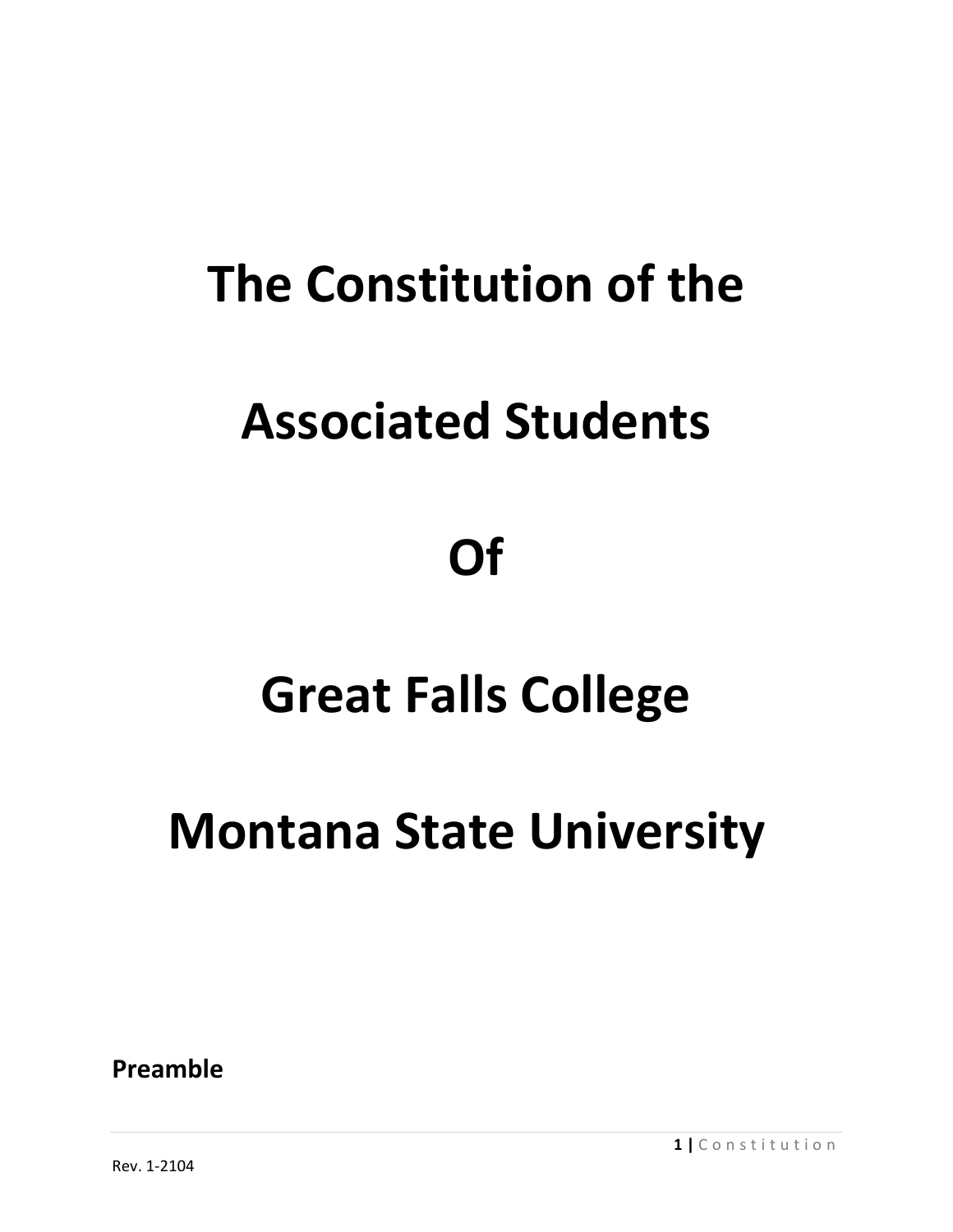# The Constitution of the

# Associated Students

# Of

# Great Falls College

# Montana State University

**Preamble**

Rev. 1-2104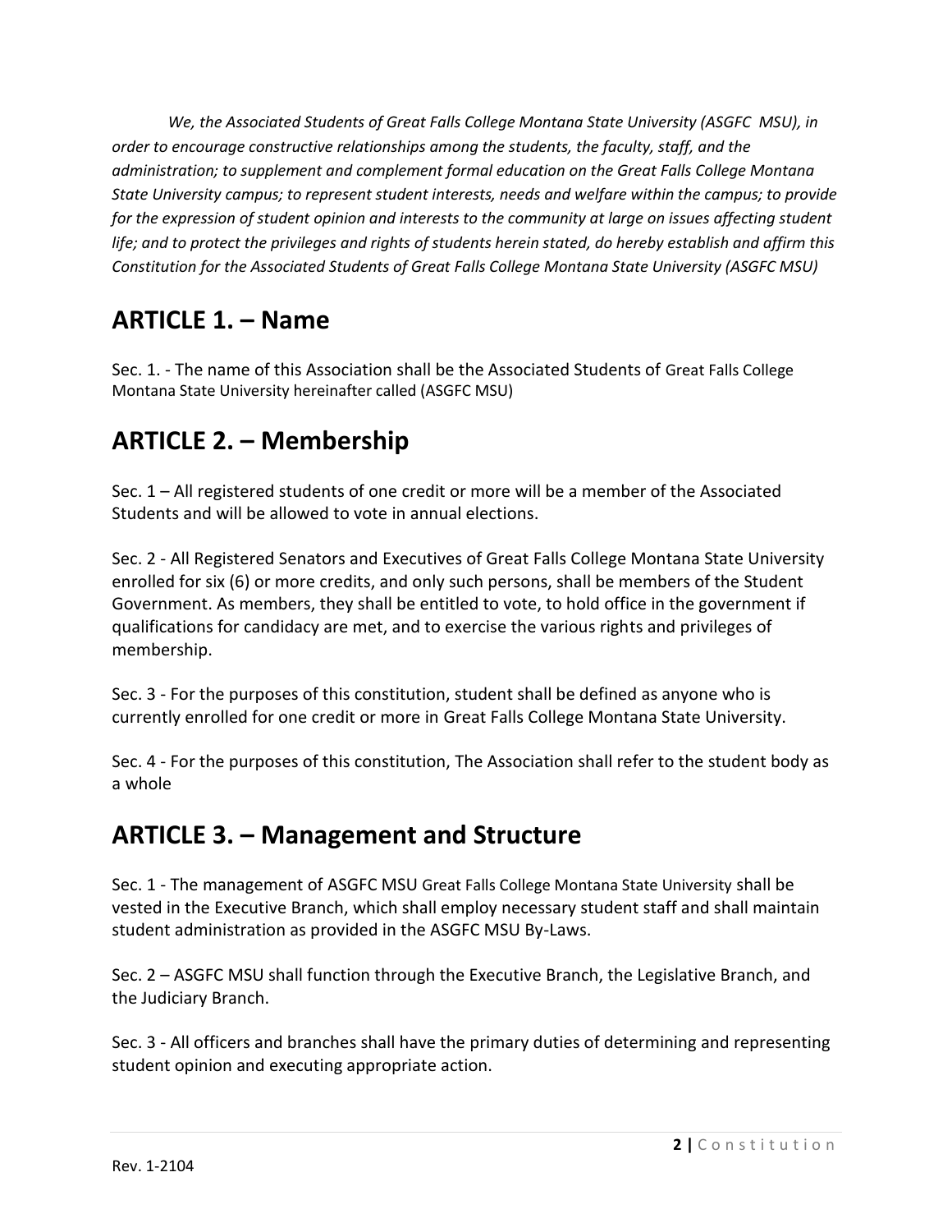*We, the Associated Students of Great Falls College Montana State University (ASGFC MSU), in order to encourage constructive relationships among the students, the faculty, staff, and the administration; to supplement and complement formal education on the Great Falls College Montana State University campus; to represent student interests, needs and welfare within the campus; to provide for the expression of student opinion and interests to the community at large on issues affecting student life; and to protect the privileges and rights of students herein stated, do hereby establish and affirm this Constitution for the Associated Students of Great Falls College Montana State University (ASGFC MSU)*

## ARTICLE 1. – Name

Sec. 1. - The name of this Association shall be the Associated Students of Great Falls College Montana State University hereinafter called (ASGFC MSU)

## ARTICLE 2. – Membership

Sec. 1 – All registered students of one credit or more will be a member of the Associated Students and will be allowed to vote in annual elections.

Sec. 2 - All Registered Senators and Executives of Great Falls College Montana State University enrolled for six (6) or more credits, and only such persons, shall be members of the Student Government. As members, they shall be entitled to vote, to hold office in the government if qualifications for candidacy are met, and to exercise the various rights and privileges of membership.

Sec. 3 - For the purposes of this constitution, student shall be defined as anyone who is currently enrolled for one credit or more in Great Falls College Montana State University.

Sec. 4 - For the purposes of this constitution, The Association shall refer to the student body as a whole

## ARTICLE 3. – Management and Structure

Sec. 1 - The management of ASGFC MSU Great Falls College Montana State University shall be vested in the Executive Branch, which shall employ necessary student staff and shall maintain student administration as provided in the ASGFC MSU By-Laws.

Sec. 2 – ASGFC MSU shall function through the Executive Branch, the Legislative Branch, and the Judiciary Branch.

Sec. 3 - All officers and branches shall have the primary duties of determining and representing student opinion and executing appropriate action.

Rev. 1-2104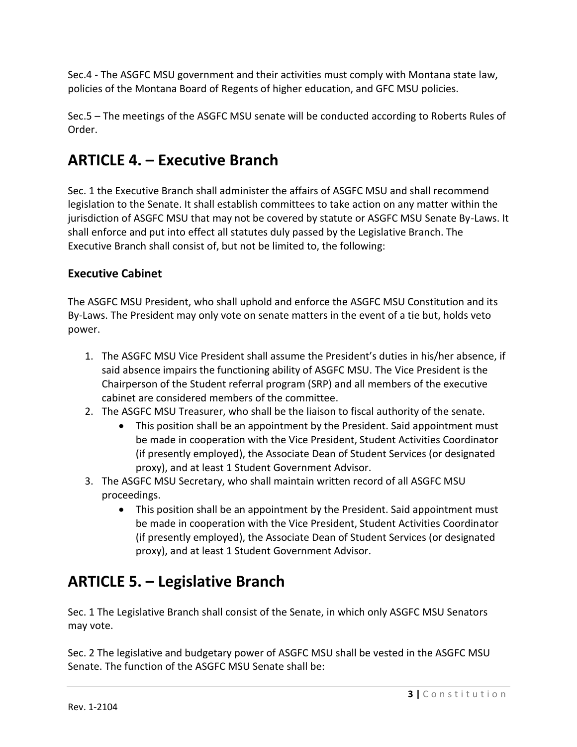Sec.4 - The ASGFC MSU government and their activities must comply with Montana state law, policies of the Montana Board of Regents of higher education, and GFC MSU policies.

Sec.5 – The meetings of the ASGFC MSU senate will be conducted according to Roberts Rules of Order.

## ARTICLE 4. – Executive Branch

Sec. 1 the Executive Branch shall administer the affairs of ASGFC MSU and shall recommend legislation to the Senate. It shall establish committees to take action on any matter within the jurisdiction of ASGFC MSU that may not be covered by statute or ASGFC MSU Senate By-Laws. It shall enforce and put into effect all statutes duly passed by the Legislative Branch. The Executive Branch shall consist of, but not be limited to, the following:

### Executive Cabinet

The ASGFC MSU President, who shall uphold and enforce the ASGFC MSU Constitution and its By-Laws. The President may only vote on senate matters in the event of a tie but, holds veto power.

1. The ASGFC MSU Vice President shall assume the President's duties in his/her absence, if said absence impairs the functioning ability of ASGFC MSU. The Vice President is the Chairperson of the Student referral program (SRP) and all members of the executive cabinet are considered members of the committee.
2. The ASGFC MSU Treasurer, who shall be the liaison to fiscal authority of the senate.
    - This position shall be an appointment by the President. Said appointment must be made in cooperation with the Vice President, Student Activities Coordinator (if presently employed), the Associate Dean of Student Services (or designated proxy), and at least 1 Student Government Advisor.
3. The ASGFC MSU Secretary, who shall maintain written record of all ASGFC MSU proceedings.
    - This position shall be an appointment by the President. Said appointment must be made in cooperation with the Vice President, Student Activities Coordinator (if presently employed), the Associate Dean of Student Services (or designated proxy), and at least 1 Student Government Advisor.

## ARTICLE 5. – Legislative Branch

Sec. 1 The Legislative Branch shall consist of the Senate, in which only ASGFC MSU Senators may vote.

Sec. 2 The legislative and budgetary power of ASGFC MSU shall be vested in the ASGFC MSU Senate. The function of the ASGFC MSU Senate shall be: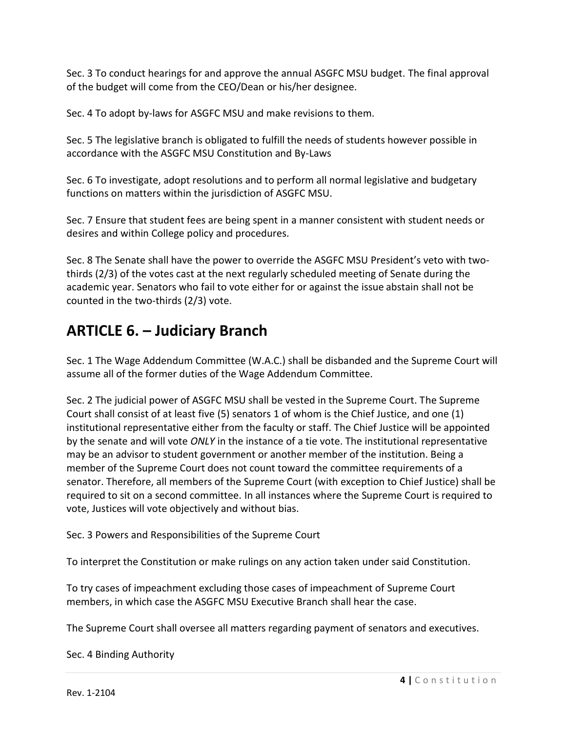Sec. 3 To conduct hearings for and approve the annual ASGFC MSU budget. The final approval of the budget will come from the CEO/Dean or his/her designee.

Sec. 4 To adopt by-laws for ASGFC MSU and make revisions to them.

Sec. 5 The legislative branch is obligated to fulfill the needs of students however possible in accordance with the ASGFC MSU Constitution and By-Laws

Sec. 6 To investigate, adopt resolutions and to perform all normal legislative and budgetary functions on matters within the jurisdiction of ASGFC MSU.

Sec. 7 Ensure that student fees are being spent in a manner consistent with student needs or desires and within College policy and procedures.

Sec. 8 The Senate shall have the power to override the ASGFC MSU President's veto with two-thirds (2/3) of the votes cast at the next regularly scheduled meeting of Senate during the academic year. Senators who fail to vote either for or against the issue abstain shall not be counted in the two-thirds (2/3) vote.

## ARTICLE 6. – Judiciary Branch

Sec. 1 The Wage Addendum Committee (W.A.C.) shall be disbanded and the Supreme Court will assume all of the former duties of the Wage Addendum Committee.

Sec. 2 The judicial power of ASGFC MSU shall be vested in the Supreme Court. The Supreme Court shall consist of at least five (5) senators 1 of whom is the Chief Justice, and one (1) institutional representative either from the faculty or staff. The Chief Justice will be appointed by the senate and will vote *ONLY* in the instance of a tie vote. The institutional representative may be an advisor to student government or another member of the institution. Being a member of the Supreme Court does not count toward the committee requirements of a senator. Therefore, all members of the Supreme Court (with exception to Chief Justice) shall be required to sit on a second committee. In all instances where the Supreme Court is required to vote, Justices will vote objectively and without bias.

Sec. 3 Powers and Responsibilities of the Supreme Court

To interpret the Constitution or make rulings on any action taken under said Constitution.

To try cases of impeachment excluding those cases of impeachment of Supreme Court members, in which case the ASGFC MSU Executive Branch shall hear the case.

The Supreme Court shall oversee all matters regarding payment of senators and executives.

Sec. 4 Binding Authority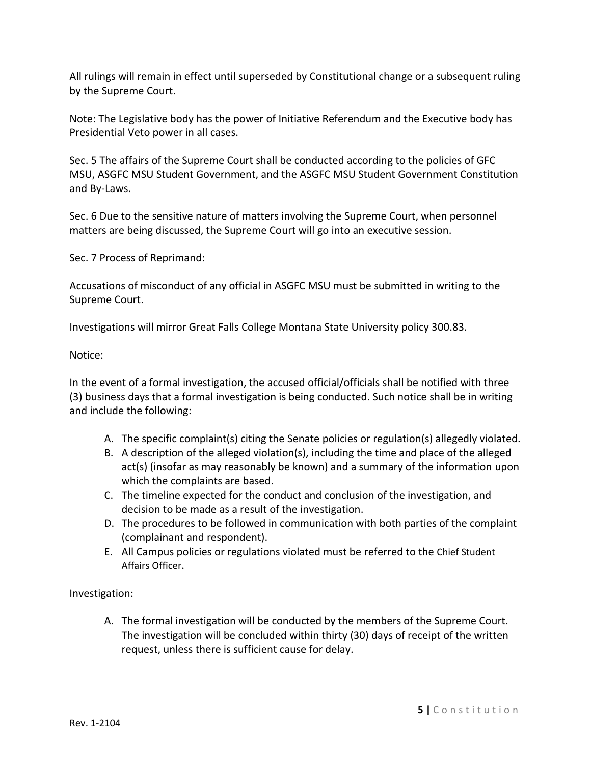All rulings will remain in effect until superseded by Constitutional change or a subsequent ruling by the Supreme Court.

Note: The Legislative body has the power of Initiative Referendum and the Executive body has Presidential Veto power in all cases.

Sec. 5 The affairs of the Supreme Court shall be conducted according to the policies of GFC MSU, ASGFC MSU Student Government, and the ASGFC MSU Student Government Constitution and By-Laws.

Sec. 6 Due to the sensitive nature of matters involving the Supreme Court, when personnel matters are being discussed, the Supreme Court will go into an executive session.

Sec. 7 Process of Reprimand:

Accusations of misconduct of any official in ASGFC MSU must be submitted in writing to the Supreme Court.

Investigations will mirror Great Falls College Montana State University policy 300.83.

Notice:

In the event of a formal investigation, the accused official/officials shall be notified with three (3) business days that a formal investigation is being conducted. Such notice shall be in writing and include the following:

A. The specific complaint(s) citing the Senate policies or regulation(s) allegedly violated.
B. A description of the alleged violation(s), including the time and place of the alleged act(s) (insofar as may reasonably be known) and a summary of the information upon which the complaints are based.
C. The timeline expected for the conduct and conclusion of the investigation, and decision to be made as a result of the investigation.
D. The procedures to be followed in communication with both parties of the complaint (complainant and respondent).
E. All Campus policies or regulations violated must be referred to the Chief Student Affairs Officer.

Investigation:

A. The formal investigation will be conducted by the members of the Supreme Court. The investigation will be concluded within thirty (30) days of receipt of the written request, unless there is sufficient cause for delay.

Rev. 1-2104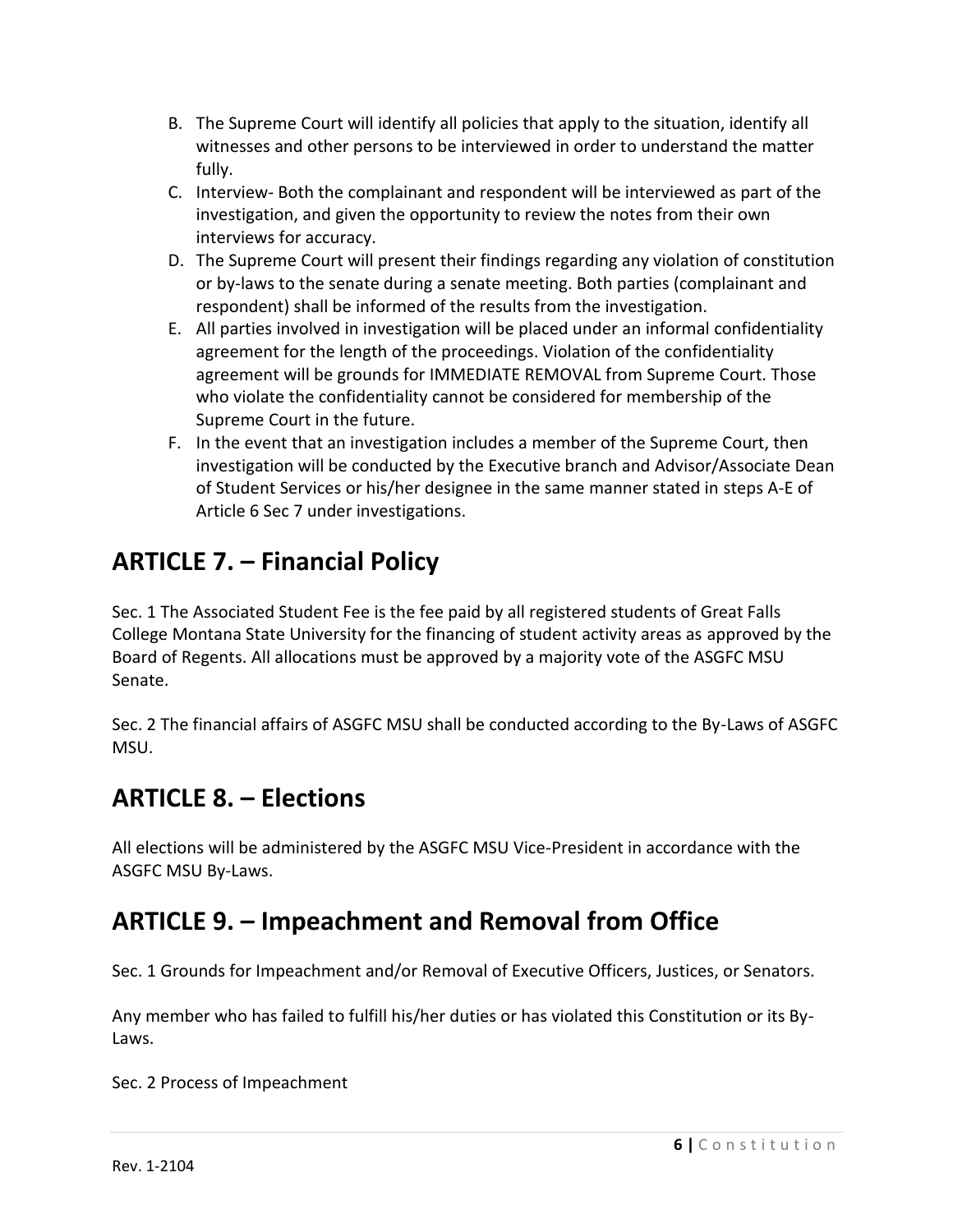B. The Supreme Court will identify all policies that apply to the situation, identify all witnesses and other persons to be interviewed in order to understand the matter fully.
C. Interview- Both the complainant and respondent will be interviewed as part of the investigation, and given the opportunity to review the notes from their own interviews for accuracy.
D. The Supreme Court will present their findings regarding any violation of constitution or by-laws to the senate during a senate meeting. Both parties (complainant and respondent) shall be informed of the results from the investigation.
E. All parties involved in investigation will be placed under an informal confidentiality agreement for the length of the proceedings. Violation of the confidentiality agreement will be grounds for IMMEDIATE REMOVAL from Supreme Court. Those who violate the confidentiality cannot be considered for membership of the Supreme Court in the future.
F. In the event that an investigation includes a member of the Supreme Court, then investigation will be conducted by the Executive branch and Advisor/Associate Dean of Student Services or his/her designee in the same manner stated in steps A-E of Article 6 Sec 7 under investigations.

## ARTICLE 7. – Financial Policy

Sec. 1 The Associated Student Fee is the fee paid by all registered students of Great Falls College Montana State University for the financing of student activity areas as approved by the Board of Regents. All allocations must be approved by a majority vote of the ASGFC MSU Senate.

Sec. 2 The financial affairs of ASGFC MSU shall be conducted according to the By-Laws of ASGFC MSU.

## ARTICLE 8. – Elections

All elections will be administered by the ASGFC MSU Vice-President in accordance with the ASGFC MSU By-Laws.

## ARTICLE 9. – Impeachment and Removal from Office

Sec. 1 Grounds for Impeachment and/or Removal of Executive Officers, Justices, or Senators.

Any member who has failed to fulfill his/her duties or has violated this Constitution or its By-Laws.

Sec. 2 Process of Impeachment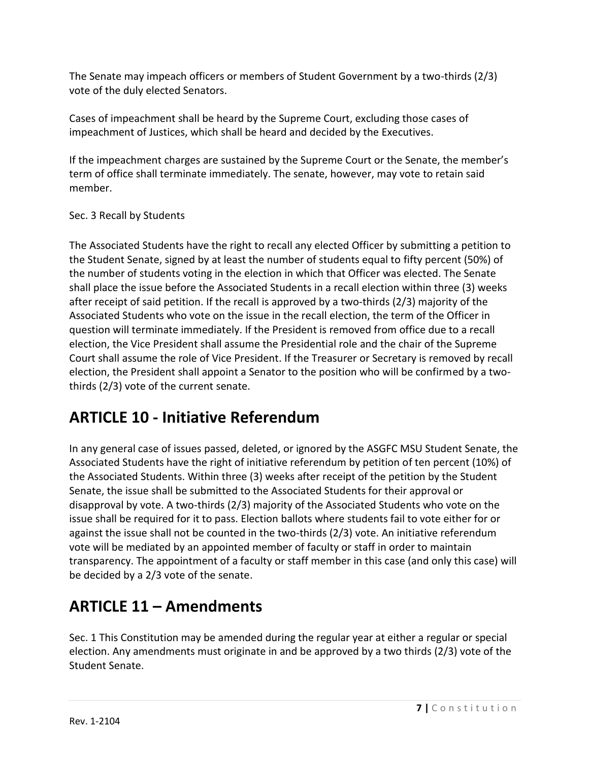The Senate may impeach officers or members of Student Government by a two-thirds (2/3) vote of the duly elected Senators.

Cases of impeachment shall be heard by the Supreme Court, excluding those cases of impeachment of Justices, which shall be heard and decided by the Executives.

If the impeachment charges are sustained by the Supreme Court or the Senate, the member's term of office shall terminate immediately. The senate, however, may vote to retain said member.

Sec. 3 Recall by Students

The Associated Students have the right to recall any elected Officer by submitting a petition to the Student Senate, signed by at least the number of students equal to fifty percent (50%) of the number of students voting in the election in which that Officer was elected. The Senate shall place the issue before the Associated Students in a recall election within three (3) weeks after receipt of said petition. If the recall is approved by a two-thirds (2/3) majority of the Associated Students who vote on the issue in the recall election, the term of the Officer in question will terminate immediately. If the President is removed from office due to a recall election, the Vice President shall assume the Presidential role and the chair of the Supreme Court shall assume the role of Vice President. If the Treasurer or Secretary is removed by recall election, the President shall appoint a Senator to the position who will be confirmed by a two-thirds (2/3) vote of the current senate.

## ARTICLE 10 - Initiative Referendum

In any general case of issues passed, deleted, or ignored by the ASGFC MSU Student Senate, the Associated Students have the right of initiative referendum by petition of ten percent (10%) of the Associated Students. Within three (3) weeks after receipt of the petition by the Student Senate, the issue shall be submitted to the Associated Students for their approval or disapproval by vote. A two-thirds (2/3) majority of the Associated Students who vote on the issue shall be required for it to pass. Election ballots where students fail to vote either for or against the issue shall not be counted in the two-thirds (2/3) vote. An initiative referendum vote will be mediated by an appointed member of faculty or staff in order to maintain transparency. The appointment of a faculty or staff member in this case (and only this case) will be decided by a 2/3 vote of the senate.

## ARTICLE 11 – Amendments

Sec. 1 This Constitution may be amended during the regular year at either a regular or special election. Any amendments must originate in and be approved by a two thirds (2/3) vote of the Student Senate.

Rev. 1-2104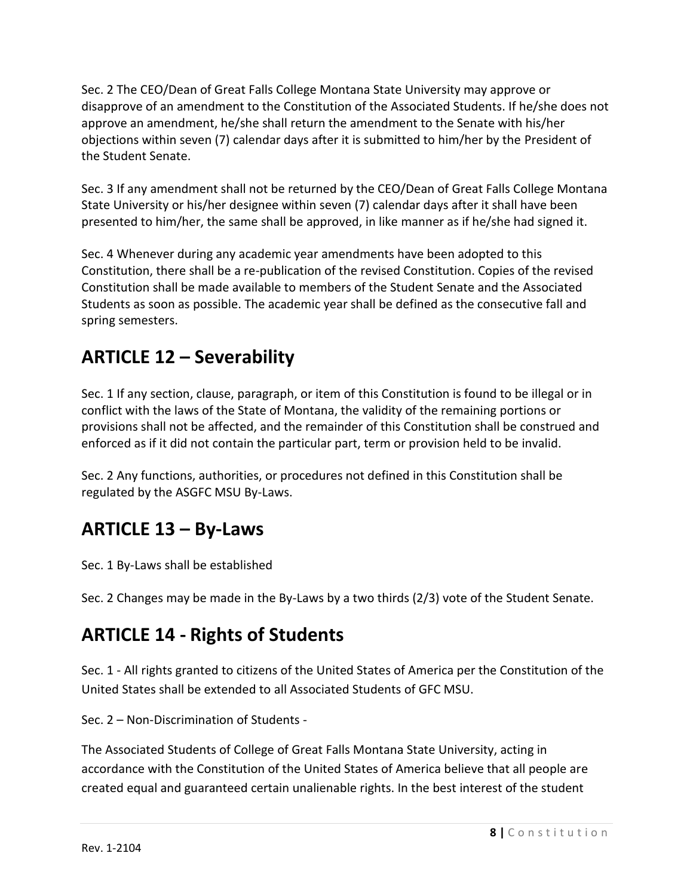Sec. 2 The CEO/Dean of Great Falls College Montana State University may approve or disapprove of an amendment to the Constitution of the Associated Students. If he/she does not approve an amendment, he/she shall return the amendment to the Senate with his/her objections within seven (7) calendar days after it is submitted to him/her by the President of the Student Senate.

Sec. 3 If any amendment shall not be returned by the CEO/Dean of Great Falls College Montana State University or his/her designee within seven (7) calendar days after it shall have been presented to him/her, the same shall be approved, in like manner as if he/she had signed it.

Sec. 4 Whenever during any academic year amendments have been adopted to this Constitution, there shall be a re-publication of the revised Constitution. Copies of the revised Constitution shall be made available to members of the Student Senate and the Associated Students as soon as possible. The academic year shall be defined as the consecutive fall and spring semesters.

## ARTICLE 12 – Severability

Sec. 1 If any section, clause, paragraph, or item of this Constitution is found to be illegal or in conflict with the laws of the State of Montana, the validity of the remaining portions or provisions shall not be affected, and the remainder of this Constitution shall be construed and enforced as if it did not contain the particular part, term or provision held to be invalid.

Sec. 2 Any functions, authorities, or procedures not defined in this Constitution shall be regulated by the ASGFC MSU By-Laws.

## ARTICLE 13 – By-Laws

Sec. 1 By-Laws shall be established

Sec. 2 Changes may be made in the By-Laws by a two thirds (2/3) vote of the Student Senate.

## ARTICLE 14 - Rights of Students

Sec. 1 - All rights granted to citizens of the United States of America per the Constitution of the United States shall be extended to all Associated Students of GFC MSU.

Sec. 2 – Non-Discrimination of Students -

The Associated Students of College of Great Falls Montana State University, acting in accordance with the Constitution of the United States of America believe that all people are created equal and guaranteed certain unalienable rights. In the best interest of the student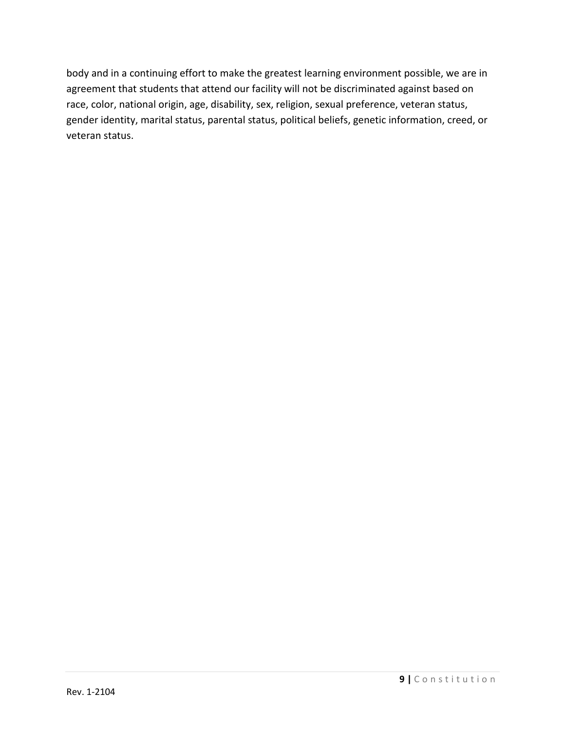body and in a continuing effort to make the greatest learning environment possible, we are in agreement that students that attend our facility will not be discriminated against based on race, color, national origin, age, disability, sex, religion, sexual preference, veteran status, gender identity, marital status, parental status, political beliefs, genetic information, creed, or veteran status.